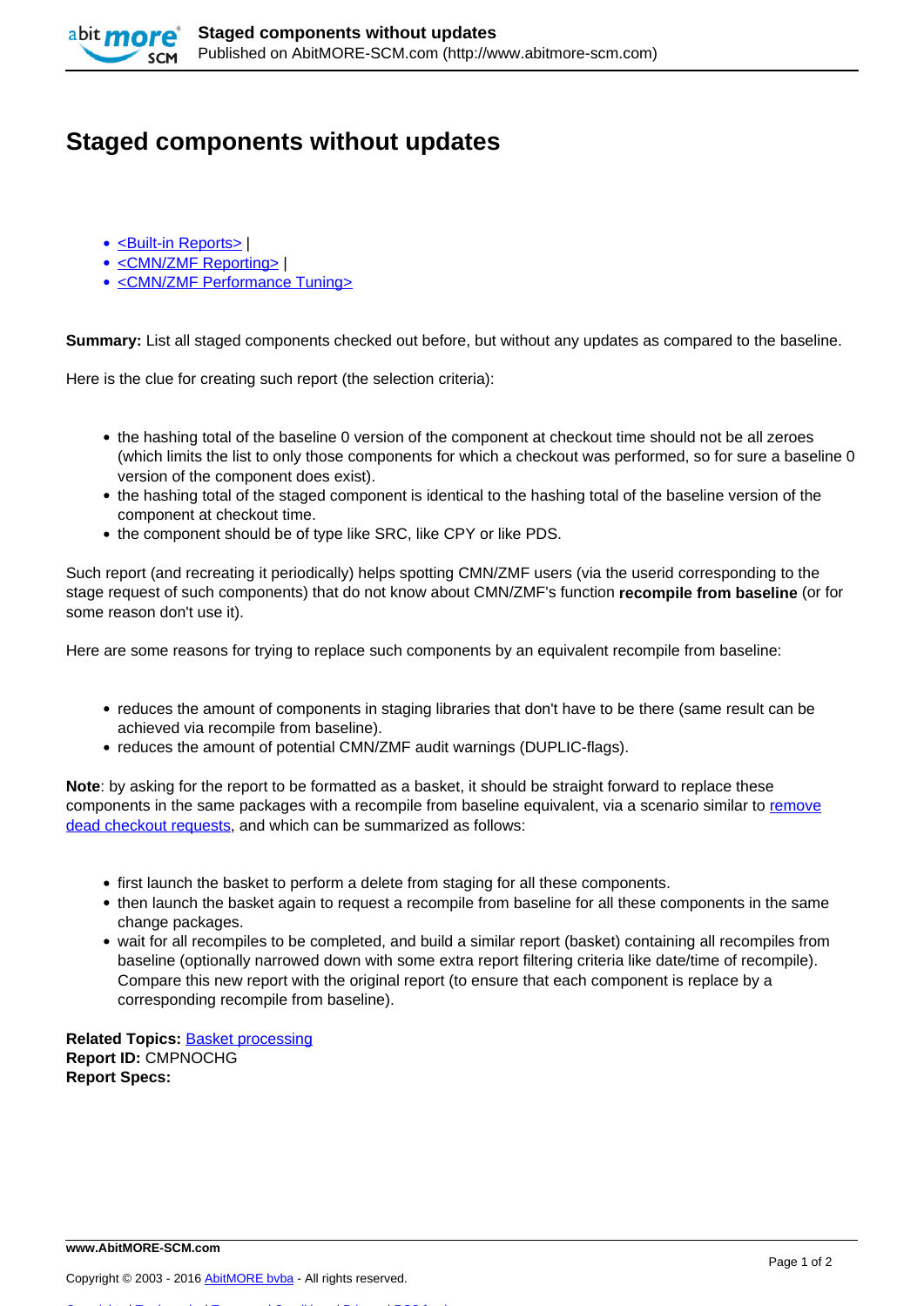# Staged components without updates

- [<Built-in Reports>] |
- [<CMN/ZMF Reporting>] |
- [<CMN/ZMF Performance Tuning>]

**Summary:** List all staged components checked out before, but without any updates as compared to the baseline.

Here is the clue for creating such report (the selection criteria):

- the hashing total of the baseline 0 version of the component at checkout time should not be all zeroes (which limits the list to only those components for which a checkout was performed, so for sure a baseline 0 version of the component does exist).
- the hashing total of the staged component is identical to the hashing total of the baseline version of the component at checkout time.
- the component should be of type like SRC, like CPY or like PDS.

Such report (and recreating it periodically) helps spotting CMN/ZMF users (via the userid corresponding to the stage request of such components) that do not know about CMN/ZMF's function **recompile from baseline** (or for some reason don't use it).

Here are some reasons for trying to replace such components by an equivalent recompile from baseline:

- reduces the amount of components in staging libraries that don't have to be there (same result can be achieved via recompile from baseline).
- reduces the amount of potential CMN/ZMF audit warnings (DUPLIC-flags).

**Note**: by asking for the report to be formatted as a basket, it should be straight forward to replace these components in the same packages with a recompile from baseline equivalent, via a scenario similar to remove dead checkout requests, and which can be summarized as follows:

- first launch the basket to perform a delete from staging for all these components.
- then launch the basket again to request a recompile from baseline for all these components in the same change packages.
- wait for all recompiles to be completed, and build a similar report (basket) containing all recompiles from baseline (optionally narrowed down with some extra report filtering criteria like date/time of recompile). Compare this new report with the original report (to ensure that each component is replace by a corresponding recompile from baseline).

**Related Topics:** Basket processing
**Report ID:** CMPNOCHG
**Report Specs:**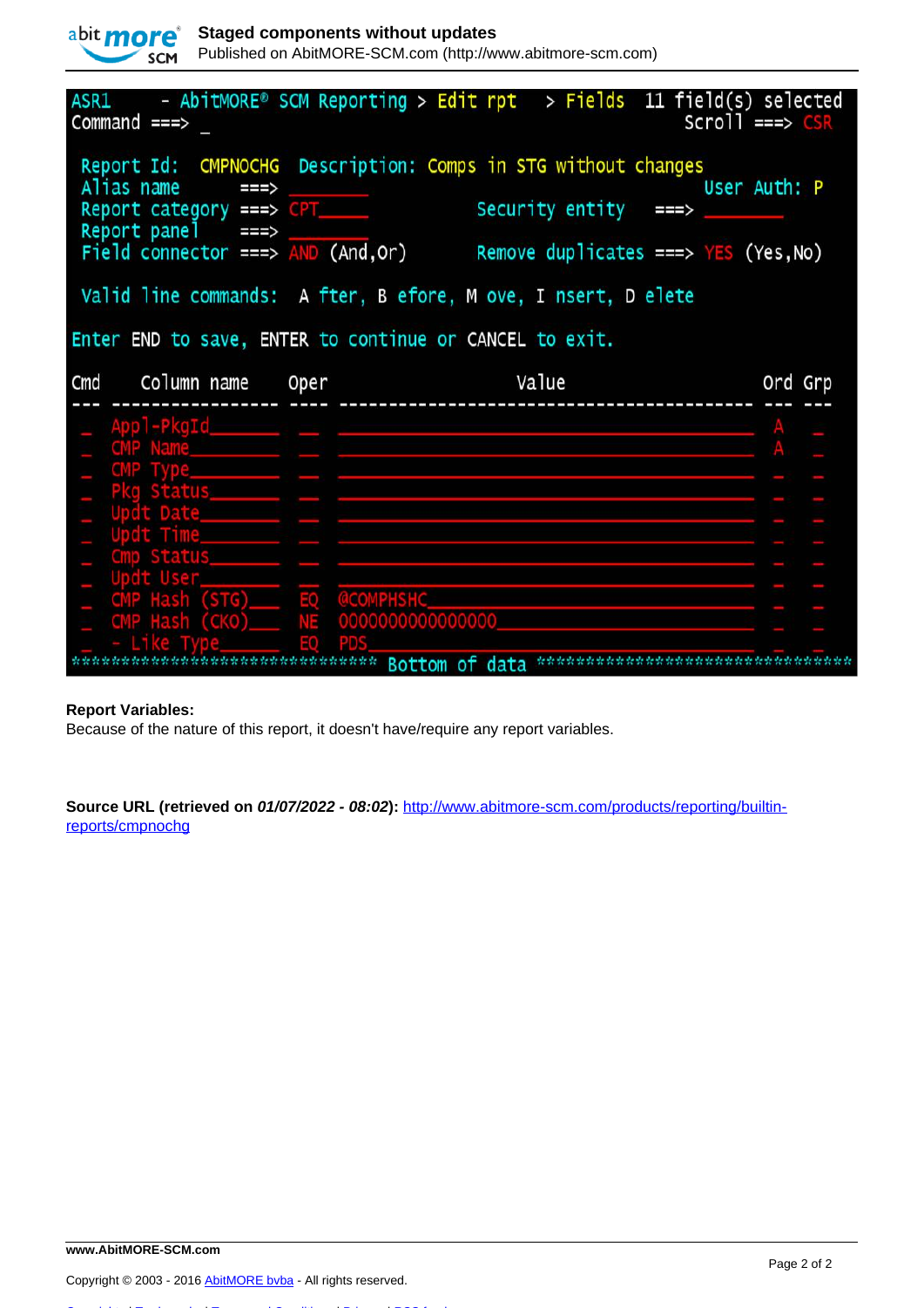```
ASR1      - AbitMORE® SCM Reporting > Edit rpt   > Fields  11 field(s) selected
Command ===> _                                                 Scroll ===> CSR

 Report Id:  CMPNOCHG  Description: Comps in STG without changes
 Alias name        ===> _______                                  User Auth: P
 Report category ===> CPT_____              Security entity    ===> _______
 Report panel      ===> _______
 Field connector ===> AND (And,Or)          Remove duplicates ===> YES (Yes,No)

 Valid line commands:  A fter, B efore, M ove, I nsert, D elete

Enter END to save, ENTER to continue or CANCEL to exit.

Cmd    Column name     Oper                  Value                      Ord Grp
--- ---------------- ---- ---------------------------------------- --- ---
 _  Appl-PkgId______  __  ________________________________________  A   _
 _  CMP Name________  __  ________________________________________  A   _
 _  CMP Type________  __  ________________________________________  _   _
 _  Pkg Status______  __  ________________________________________  _   _
 _  Updt Date_______  __  ________________________________________  _   _
 _  Updt Time_______  __  ________________________________________  _   _
 _  Cmp Status______  __  ________________________________________  _   _
 _  Updt User_______  __  ________________________________________  _   _
 _  CMP Hash (STG)___ EQ  @COMPHSHC________________________________  _   _
 _  CMP Hash (CKO)___ NE  0000000000000000_________________________  _   _
 _  - Like Type______ EQ  PDS______________________________________  _   _
******************************* Bottom of data ********************************
```

**Report Variables:**
Because of the nature of this report, it doesn't have/require any report variables.

**Source URL (retrieved on *01/07/2022 - 08:02*):** [http://www.abitmore-scm.com/products/reporting/builtin-reports/cmpnochg](http://www.abitmore-scm.com/products/reporting/builtin-reports/cmpnochg)